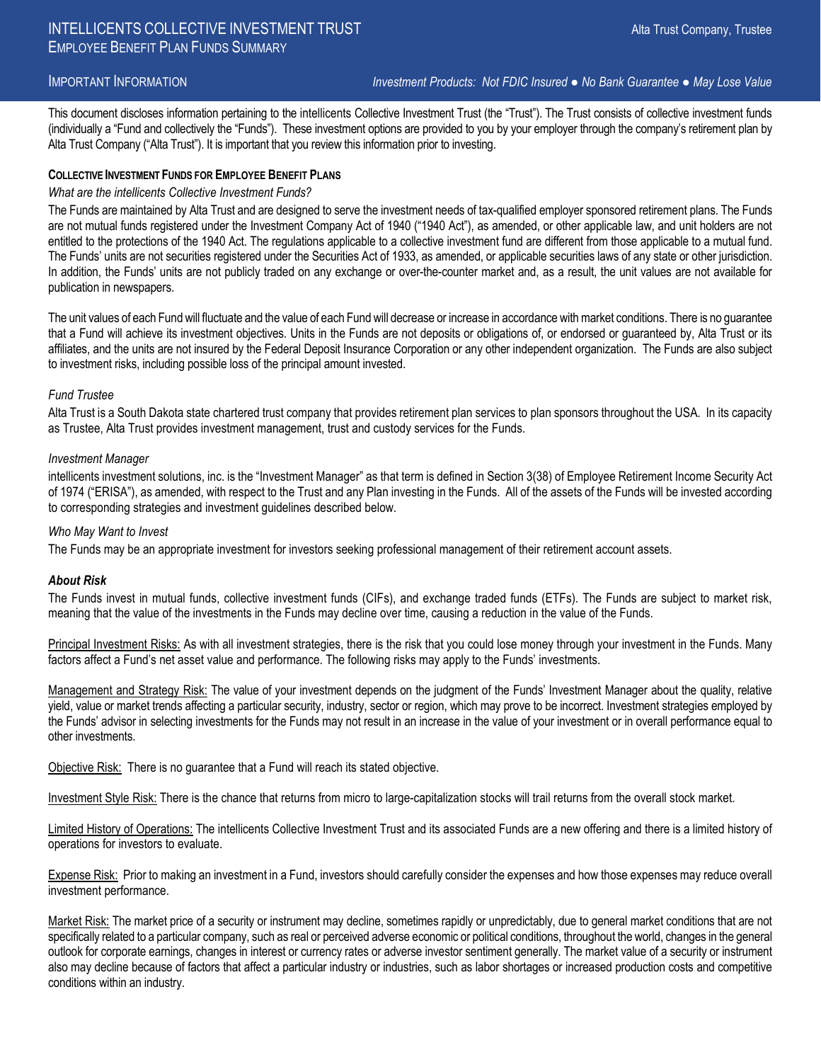# INTELLICENTS COLLECTIVE INVESTMENT TRUST

Alta Trust Company, Trustee

## EMPLOYEE BENEFIT PLAN FUNDS SUMMARY

IMPORTANT INFORMATION

*Investment Products: Not FDIC Insured ● No Bank Guarantee ● May Lose Value*

This document discloses information pertaining to the intellicents Collective Investment Trust (the "Trust"). The Trust consists of collective investment funds (individually a "Fund and collectively the "Funds"). These investment options are provided to you by your employer through the company's retirement plan by Alta Trust Company ("Alta Trust"). It is important that you review this information prior to investing.

### COLLECTIVE INVESTMENT FUNDS FOR EMPLOYEE BENEFIT PLANS

*What are the intellicents Collective Investment Funds?*

The Funds are maintained by Alta Trust and are designed to serve the investment needs of tax-qualified employer sponsored retirement plans. The Funds are not mutual funds registered under the Investment Company Act of 1940 ("1940 Act"), as amended, or other applicable law, and unit holders are not entitled to the protections of the 1940 Act. The regulations applicable to a collective investment fund are different from those applicable to a mutual fund. The Funds' units are not securities registered under the Securities Act of 1933, as amended, or applicable securities laws of any state or other jurisdiction. In addition, the Funds' units are not publicly traded on any exchange or over-the-counter market and, as a result, the unit values are not available for publication in newspapers.

The unit values of each Fund will fluctuate and the value of each Fund will decrease or increase in accordance with market conditions. There is no guarantee that a Fund will achieve its investment objectives. Units in the Funds are not deposits or obligations of, or endorsed or guaranteed by, Alta Trust or its affiliates, and the units are not insured by the Federal Deposit Insurance Corporation or any other independent organization. The Funds are also subject to investment risks, including possible loss of the principal amount invested.

*Fund Trustee*

Alta Trust is a South Dakota state chartered trust company that provides retirement plan services to plan sponsors throughout the USA. In its capacity as Trustee, Alta Trust provides investment management, trust and custody services for the Funds.

*Investment Manager*

intellicents investment solutions, inc. is the "Investment Manager" as that term is defined in Section 3(38) of Employee Retirement Income Security Act of 1974 ("ERISA"), as amended, with respect to the Trust and any Plan investing in the Funds. All of the assets of the Funds will be invested according to corresponding strategies and investment guidelines described below.

*Who May Want to Invest*

The Funds may be an appropriate investment for investors seeking professional management of their retirement account assets.

***About Risk***

The Funds invest in mutual funds, collective investment funds (CIFs), and exchange traded funds (ETFs). The Funds are subject to market risk, meaning that the value of the investments in the Funds may decline over time, causing a reduction in the value of the Funds.

Principal Investment Risks: As with all investment strategies, there is the risk that you could lose money through your investment in the Funds. Many factors affect a Fund's net asset value and performance. The following risks may apply to the Funds' investments.

Management and Strategy Risk: The value of your investment depends on the judgment of the Funds' Investment Manager about the quality, relative yield, value or market trends affecting a particular security, industry, sector or region, which may prove to be incorrect. Investment strategies employed by the Funds' advisor in selecting investments for the Funds may not result in an increase in the value of your investment or in overall performance equal to other investments.

Objective Risk: There is no guarantee that a Fund will reach its stated objective.

Investment Style Risk: There is the chance that returns from micro to large-capitalization stocks will trail returns from the overall stock market.

Limited History of Operations: The intellicents Collective Investment Trust and its associated Funds are a new offering and there is a limited history of operations for investors to evaluate.

Expense Risk: Prior to making an investment in a Fund, investors should carefully consider the expenses and how those expenses may reduce overall investment performance.

Market Risk: The market price of a security or instrument may decline, sometimes rapidly or unpredictably, due to general market conditions that are not specifically related to a particular company, such as real or perceived adverse economic or political conditions, throughout the world, changes in the general outlook for corporate earnings, changes in interest or currency rates or adverse investor sentiment generally. The market value of a security or instrument also may decline because of factors that affect a particular industry or industries, such as labor shortages or increased production costs and competitive conditions within an industry.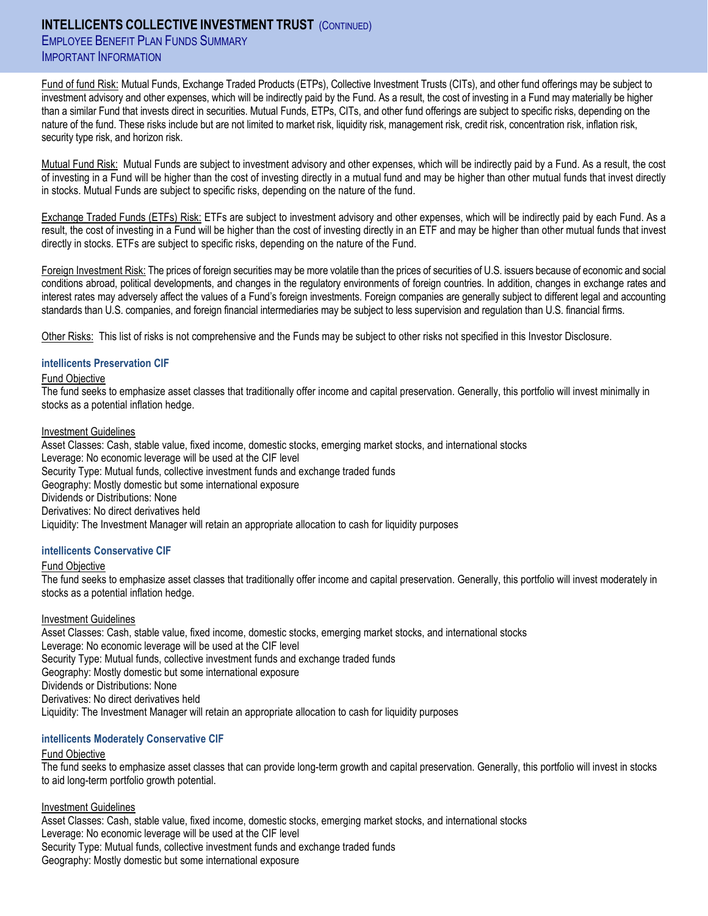Fund of fund Risk: Mutual Funds, Exchange Traded Products (ETPs), Collective Investment Trusts (CITs), and other fund offerings may be subject to investment advisory and other expenses, which will be indirectly paid by the Fund. As a result, the cost of investing in a Fund may materially be higher than a similar Fund that invests direct in securities. Mutual Funds, ETPs, CITs, and other fund offerings are subject to specific risks, depending on the nature of the fund. These risks include but are not limited to market risk, liquidity risk, management risk, credit risk, concentration risk, inflation risk, security type risk, and horizon risk.

Mutual Fund Risk: Mutual Funds are subject to investment advisory and other expenses, which will be indirectly paid by a Fund. As a result, the cost of investing in a Fund will be higher than the cost of investing directly in a mutual fund and may be higher than other mutual funds that invest directly in stocks. Mutual Funds are subject to specific risks, depending on the nature of the fund.

Exchange Traded Funds (ETFs) Risk: ETFs are subject to investment advisory and other expenses, which will be indirectly paid by each Fund. As a result, the cost of investing in a Fund will be higher than the cost of investing directly in an ETF and may be higher than other mutual funds that invest directly in stocks. ETFs are subject to specific risks, depending on the nature of the Fund.

Foreign Investment Risk: The prices of foreign securities may be more volatile than the prices of securities of U.S. issuers because of economic and social conditions abroad, political developments, and changes in the regulatory environments of foreign countries. In addition, changes in exchange rates and interest rates may adversely affect the values of a Fund's foreign investments. Foreign companies are generally subject to different legal and accounting standards than U.S. companies, and foreign financial intermediaries may be subject to less supervision and regulation than U.S. financial firms.

Other Risks: This list of risks is not comprehensive and the Funds may be subject to other risks not specified in this Investor Disclosure.

### intellicents Preservation CIF

Fund Objective

The fund seeks to emphasize asset classes that traditionally offer income and capital preservation. Generally, this portfolio will invest minimally in stocks as a potential inflation hedge.

Investment Guidelines

Asset Classes: Cash, stable value, fixed income, domestic stocks, emerging market stocks, and international stocks
Leverage: No economic leverage will be used at the CIF level
Security Type: Mutual funds, collective investment funds and exchange traded funds
Geography: Mostly domestic but some international exposure
Dividends or Distributions: None
Derivatives: No direct derivatives held
Liquidity: The Investment Manager will retain an appropriate allocation to cash for liquidity purposes

### intellicents Conservative CIF

Fund Objective

The fund seeks to emphasize asset classes that traditionally offer income and capital preservation. Generally, this portfolio will invest moderately in stocks as a potential inflation hedge.

Investment Guidelines

Asset Classes: Cash, stable value, fixed income, domestic stocks, emerging market stocks, and international stocks
Leverage: No economic leverage will be used at the CIF level
Security Type: Mutual funds, collective investment funds and exchange traded funds
Geography: Mostly domestic but some international exposure
Dividends or Distributions: None
Derivatives: No direct derivatives held
Liquidity: The Investment Manager will retain an appropriate allocation to cash for liquidity purposes

### intellicents Moderately Conservative CIF

Fund Objective

The fund seeks to emphasize asset classes that can provide long-term growth and capital preservation. Generally, this portfolio will invest in stocks to aid long-term portfolio growth potential.

Investment Guidelines

Asset Classes: Cash, stable value, fixed income, domestic stocks, emerging market stocks, and international stocks
Leverage: No economic leverage will be used at the CIF level
Security Type: Mutual funds, collective investment funds and exchange traded funds
Geography: Mostly domestic but some international exposure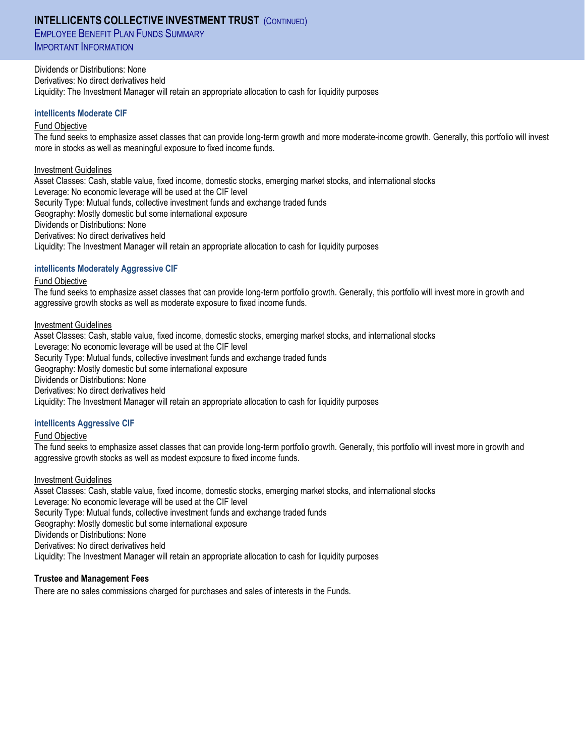Dividends or Distributions: None
Derivatives: No direct derivatives held
Liquidity: The Investment Manager will retain an appropriate allocation to cash for liquidity purposes

### intellicents Moderate CIF

Fund Objective

The fund seeks to emphasize asset classes that can provide long-term growth and more moderate-income growth. Generally, this portfolio will invest more in stocks as well as meaningful exposure to fixed income funds.

Investment Guidelines

Asset Classes: Cash, stable value, fixed income, domestic stocks, emerging market stocks, and international stocks
Leverage: No economic leverage will be used at the CIF level
Security Type: Mutual funds, collective investment funds and exchange traded funds
Geography: Mostly domestic but some international exposure
Dividends or Distributions: None
Derivatives: No direct derivatives held
Liquidity: The Investment Manager will retain an appropriate allocation to cash for liquidity purposes

### intellicents Moderately Aggressive CIF

Fund Objective

The fund seeks to emphasize asset classes that can provide long-term portfolio growth. Generally, this portfolio will invest more in growth and aggressive growth stocks as well as moderate exposure to fixed income funds.

Investment Guidelines

Asset Classes: Cash, stable value, fixed income, domestic stocks, emerging market stocks, and international stocks
Leverage: No economic leverage will be used at the CIF level
Security Type: Mutual funds, collective investment funds and exchange traded funds
Geography: Mostly domestic but some international exposure
Dividends or Distributions: None
Derivatives: No direct derivatives held
Liquidity: The Investment Manager will retain an appropriate allocation to cash for liquidity purposes

### intellicents Aggressive CIF

Fund Objective

The fund seeks to emphasize asset classes that can provide long-term portfolio growth. Generally, this portfolio will invest more in growth and aggressive growth stocks as well as modest exposure to fixed income funds.

Investment Guidelines

Asset Classes: Cash, stable value, fixed income, domestic stocks, emerging market stocks, and international stocks
Leverage: No economic leverage will be used at the CIF level
Security Type: Mutual funds, collective investment funds and exchange traded funds
Geography: Mostly domestic but some international exposure
Dividends or Distributions: None
Derivatives: No direct derivatives held
Liquidity: The Investment Manager will retain an appropriate allocation to cash for liquidity purposes

### Trustee and Management Fees

There are no sales commissions charged for purchases and sales of interests in the Funds.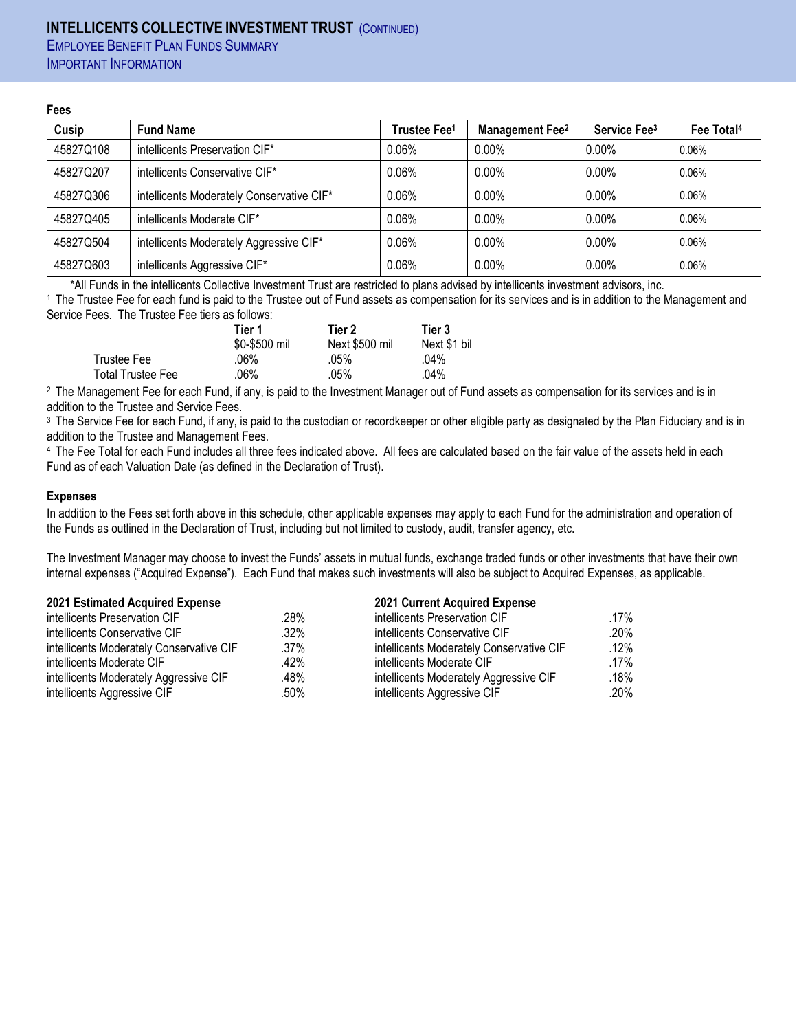# INTELLICENTS COLLECTIVE INVESTMENT TRUST (CONTINUED)

## EMPLOYEE BENEFIT PLAN FUNDS SUMMARY

## IMPORTANT INFORMATION

**Fees**

| Cusip | Fund Name | Trustee Fee[1] | Management Fee[2] | Service Fee[3] | Fee Total[4] |
|---|---|---|---|---|---|
| 45827Q108 | intellicents Preservation CIF* | 0.06% | 0.00% | 0.00% | 0.06% |
| 45827Q207 | intellicents Conservative CIF* | 0.06% | 0.00% | 0.00% | 0.06% |
| 45827Q306 | intellicents Moderately Conservative CIF* | 0.06% | 0.00% | 0.00% | 0.06% |
| 45827Q405 | intellicents Moderate CIF* | 0.06% | 0.00% | 0.00% | 0.06% |
| 45827Q504 | intellicents Moderately Aggressive CIF* | 0.06% | 0.00% | 0.00% | 0.06% |
| 45827Q603 | intellicents Aggressive CIF* | 0.06% | 0.00% | 0.00% | 0.06% |

*All Funds in the intellicents Collective Investment Trust are restricted to plans advised by intellicents investment advisors, inc.

[1] The Trustee Fee for each fund is paid to the Trustee out of Fund assets as compensation for its services and is in addition to the Management and Service Fees. The Trustee Fee tiers as follows:

| | Tier 1<br>$0-$500 mil | Tier 2<br>Next $500 mil | Tier 3<br>Next $1 bil |
|---|---|---|---|
| Trustee Fee | .06% | .05% | .04% |
| Total Trustee Fee | .06% | .05% | .04% |

[2] The Management Fee for each Fund, if any, is paid to the Investment Manager out of Fund assets as compensation for its services and is in addition to the Trustee and Service Fees.

[3] The Service Fee for each Fund, if any, is paid to the custodian or recordkeeper or other eligible party as designated by the Plan Fiduciary and is in addition to the Trustee and Management Fees.

[4] The Fee Total for each Fund includes all three fees indicated above. All fees are calculated based on the fair value of the assets held in each Fund as of each Valuation Date (as defined in the Declaration of Trust).

**Expenses**

In addition to the Fees set forth above in this schedule, other applicable expenses may apply to each Fund for the administration and operation of the Funds as outlined in the Declaration of Trust, including but not limited to custody, audit, transfer agency, etc.

The Investment Manager may choose to invest the Funds' assets in mutual funds, exchange traded funds or other investments that have their own internal expenses ("Acquired Expense"). Each Fund that makes such investments will also be subject to Acquired Expenses, as applicable.

| 2021 Estimated Acquired Expense | |
|---|---|
| intellicents Preservation CIF | .28% |
| intellicents Conservative CIF | .32% |
| intellicents Moderately Conservative CIF | .37% |
| intellicents Moderate CIF | .42% |
| intellicents Moderately Aggressive CIF | .48% |
| intellicents Aggressive CIF | .50% |

| 2021 Current Acquired Expense | |
|---|---|
| intellicents Preservation CIF | .17% |
| intellicents Conservative CIF | .20% |
| intellicents Moderately Conservative CIF | .12% |
| intellicents Moderate CIF | .17% |
| intellicents Moderately Aggressive CIF | .18% |
| intellicents Aggressive CIF | .20% |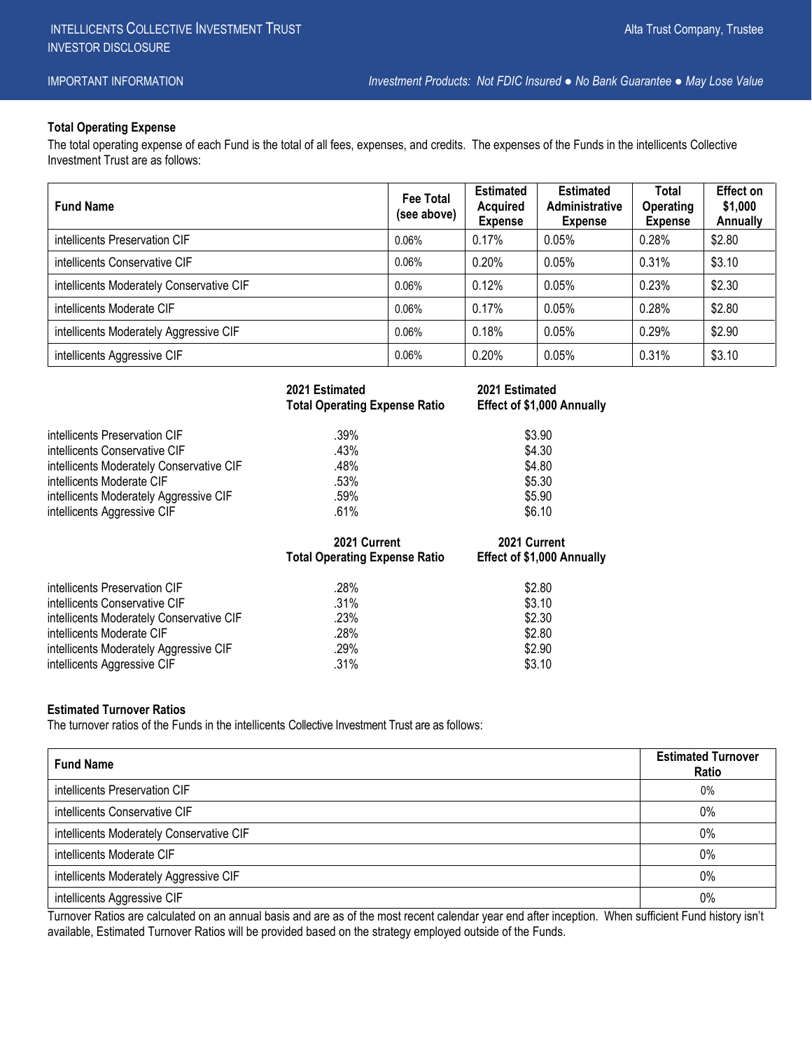INTELLICENTS COLLECTIVE INVESTMENT TRUST
INVESTOR DISCLOSURE

Alta Trust Company, Trustee

IMPORTANT INFORMATION

*Investment Products: Not FDIC Insured ● No Bank Guarantee ● May Lose Value*

**Total Operating Expense**

The total operating expense of each Fund is the total of all fees, expenses, and credits. The expenses of the Funds in the intellicents Collective Investment Trust are as follows:

| Fund Name | Fee Total (see above) | Estimated Acquired Expense | Estimated Administrative Expense | Total Operating Expense | Effect on $1,000 Annually |
|---|---|---|---|---|---|
| intellicents Preservation CIF | 0.06% | 0.17% | 0.05% | 0.28% | $2.80 |
| intellicents Conservative CIF | 0.06% | 0.20% | 0.05% | 0.31% | $3.10 |
| intellicents Moderately Conservative CIF | 0.06% | 0.12% | 0.05% | 0.23% | $2.30 |
| intellicents Moderate CIF | 0.06% | 0.17% | 0.05% | 0.28% | $2.80 |
| intellicents Moderately Aggressive CIF | 0.06% | 0.18% | 0.05% | 0.29% | $2.90 |
| intellicents Aggressive CIF | 0.06% | 0.20% | 0.05% | 0.31% | $3.10 |

| | 2021 Estimated Total Operating Expense Ratio | 2021 Estimated Effect of $1,000 Annually |
|---|---|---|
| intellicents Preservation CIF | .39% | $3.90 |
| intellicents Conservative CIF | .43% | $4.30 |
| intellicents Moderately Conservative CIF | .48% | $4.80 |
| intellicents Moderate CIF | .53% | $5.30 |
| intellicents Moderately Aggressive CIF | .59% | $5.90 |
| intellicents Aggressive CIF | .61% | $6.10 |

| | 2021 Current Total Operating Expense Ratio | 2021 Current Effect of $1,000 Annually |
|---|---|---|
| intellicents Preservation CIF | .28% | $2.80 |
| intellicents Conservative CIF | .31% | $3.10 |
| intellicents Moderately Conservative CIF | .23% | $2.30 |
| intellicents Moderate CIF | .28% | $2.80 |
| intellicents Moderately Aggressive CIF | .29% | $2.90 |
| intellicents Aggressive CIF | .31% | $3.10 |

**Estimated Turnover Ratios**

The turnover ratios of the Funds in the intellicents Collective Investment Trust are as follows:

| Fund Name | Estimated Turnover Ratio |
|---|---|
| intellicents Preservation CIF | 0% |
| intellicents Conservative CIF | 0% |
| intellicents Moderately Conservative CIF | 0% |
| intellicents Moderate CIF | 0% |
| intellicents Moderately Aggressive CIF | 0% |
| intellicents Aggressive CIF | 0% |

Turnover Ratios are calculated on an annual basis and are as of the most recent calendar year end after inception. When sufficient Fund history isn't available, Estimated Turnover Ratios will be provided based on the strategy employed outside of the Funds.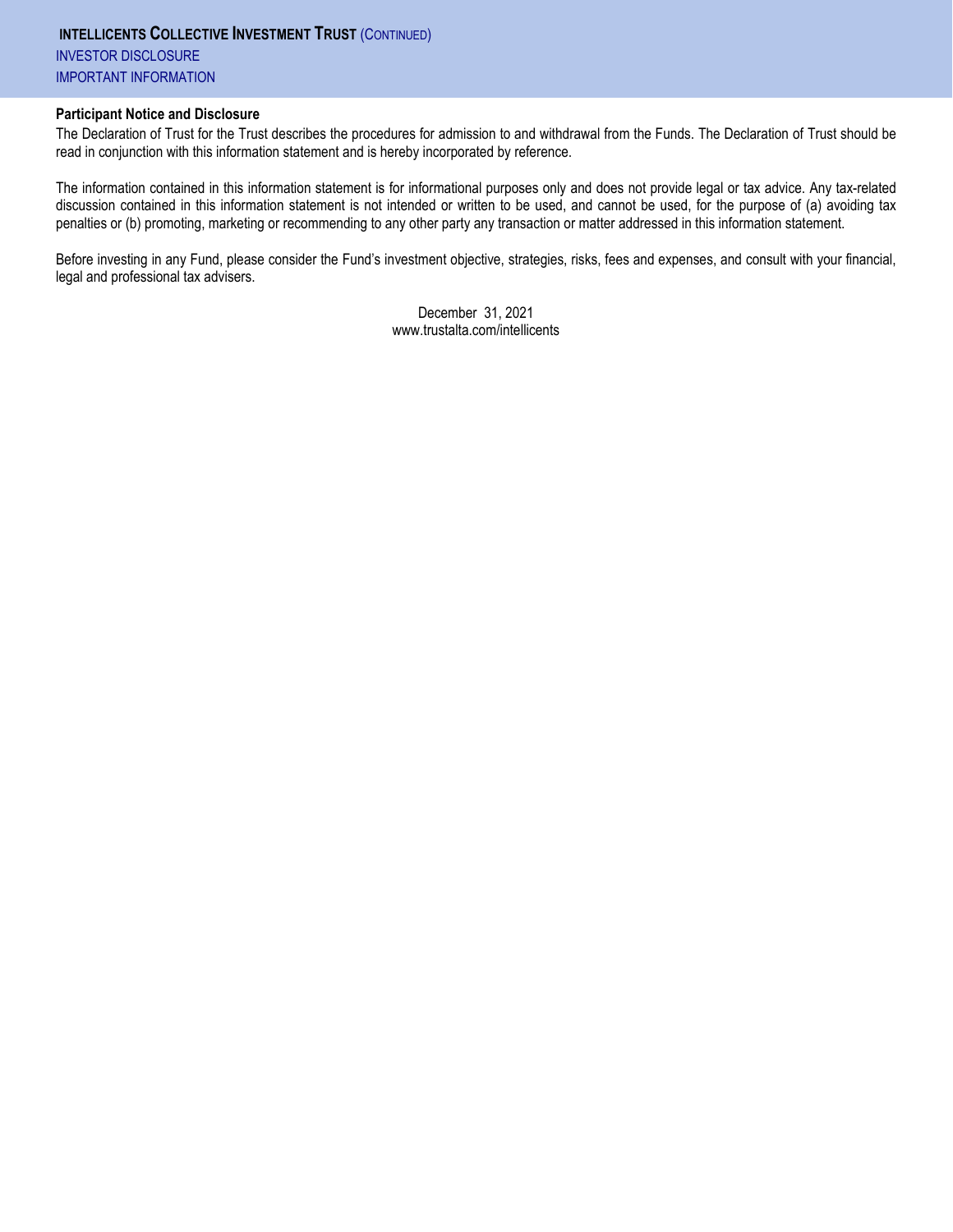**INTELLICENTS COLLECTIVE INVESTMENT TRUST** (CONTINUED)
INVESTOR DISCLOSURE
IMPORTANT INFORMATION

**Participant Notice and Disclosure**

The Declaration of Trust for the Trust describes the procedures for admission to and withdrawal from the Funds. The Declaration of Trust should be read in conjunction with this information statement and is hereby incorporated by reference.

The information contained in this information statement is for informational purposes only and does not provide legal or tax advice. Any tax-related discussion contained in this information statement is not intended or written to be used, and cannot be used, for the purpose of (a) avoiding tax penalties or (b) promoting, marketing or recommending to any other party any transaction or matter addressed in this information statement.

Before investing in any Fund, please consider the Fund's investment objective, strategies, risks, fees and expenses, and consult with your financial, legal and professional tax advisers.

December 31, 2021
www.trustalta.com/intellicents